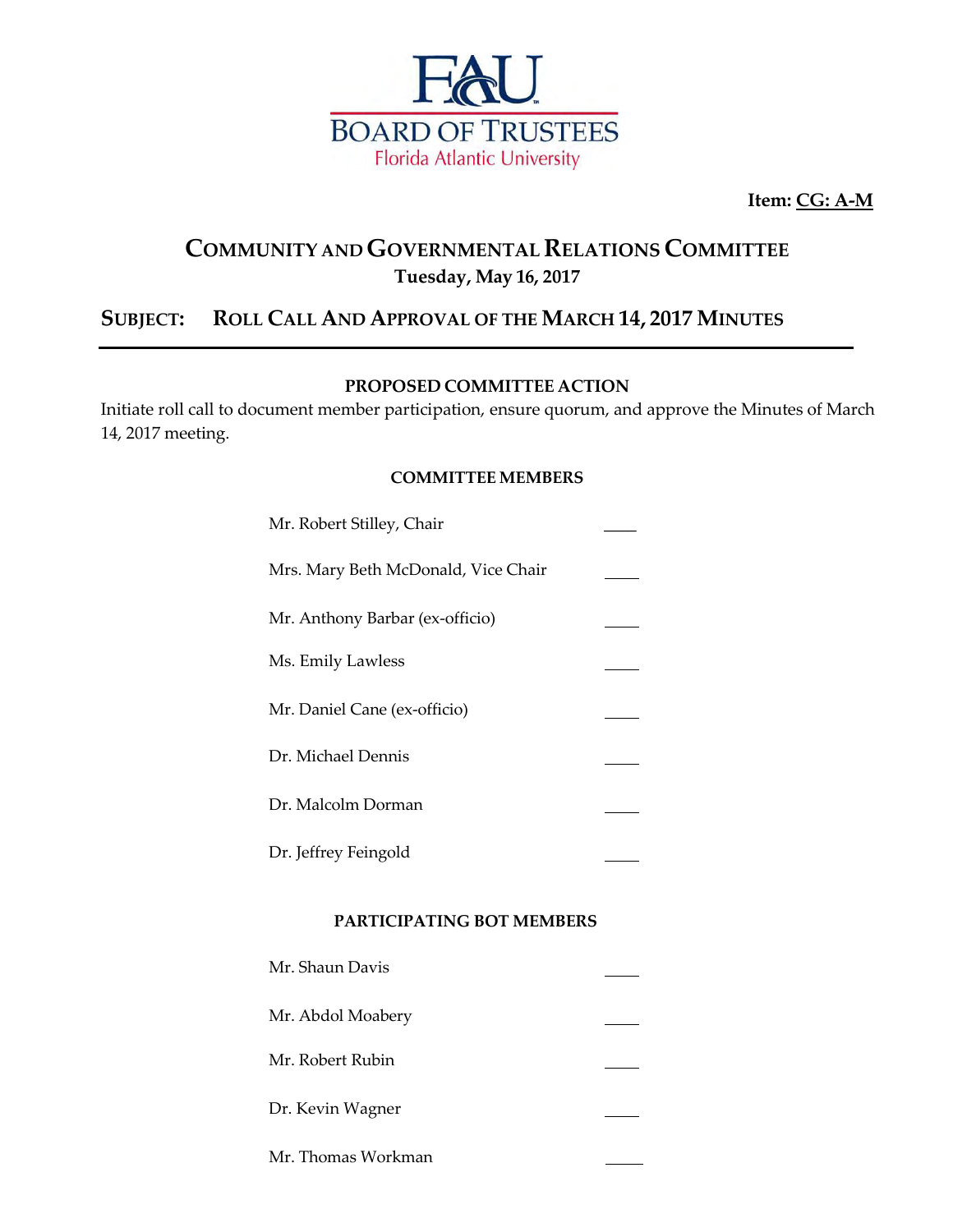BOARD OF TRUSTEES
Florida Atlantic University

**Item: CG: A-M**

# COMMUNITY AND GOVERNMENTAL RELATIONS COMMITTEE

**Tuesday, May 16, 2017**

## SUBJECT: ROLL CALL AND APPROVAL OF THE MARCH 14, 2017 MINUTES

---

**PROPOSED COMMITTEE ACTION**

Initiate roll call to document member participation, ensure quorum, and approve the Minutes of March 14, 2017 meeting.

**COMMITTEE MEMBERS**

Mr. Robert Stilley, Chair ____

Mrs. Mary Beth McDonald, Vice Chair ____

Mr. Anthony Barbar (ex-officio) ____

Ms. Emily Lawless ____

Mr. Daniel Cane (ex-officio) ____

Dr. Michael Dennis ____

Dr. Malcolm Dorman ____

Dr. Jeffrey Feingold ____

**PARTICIPATING BOT MEMBERS**

Mr. Shaun Davis ____

Mr. Abdol Moabery ____

Mr. Robert Rubin ____

Dr. Kevin Wagner ____

Mr. Thomas Workman ____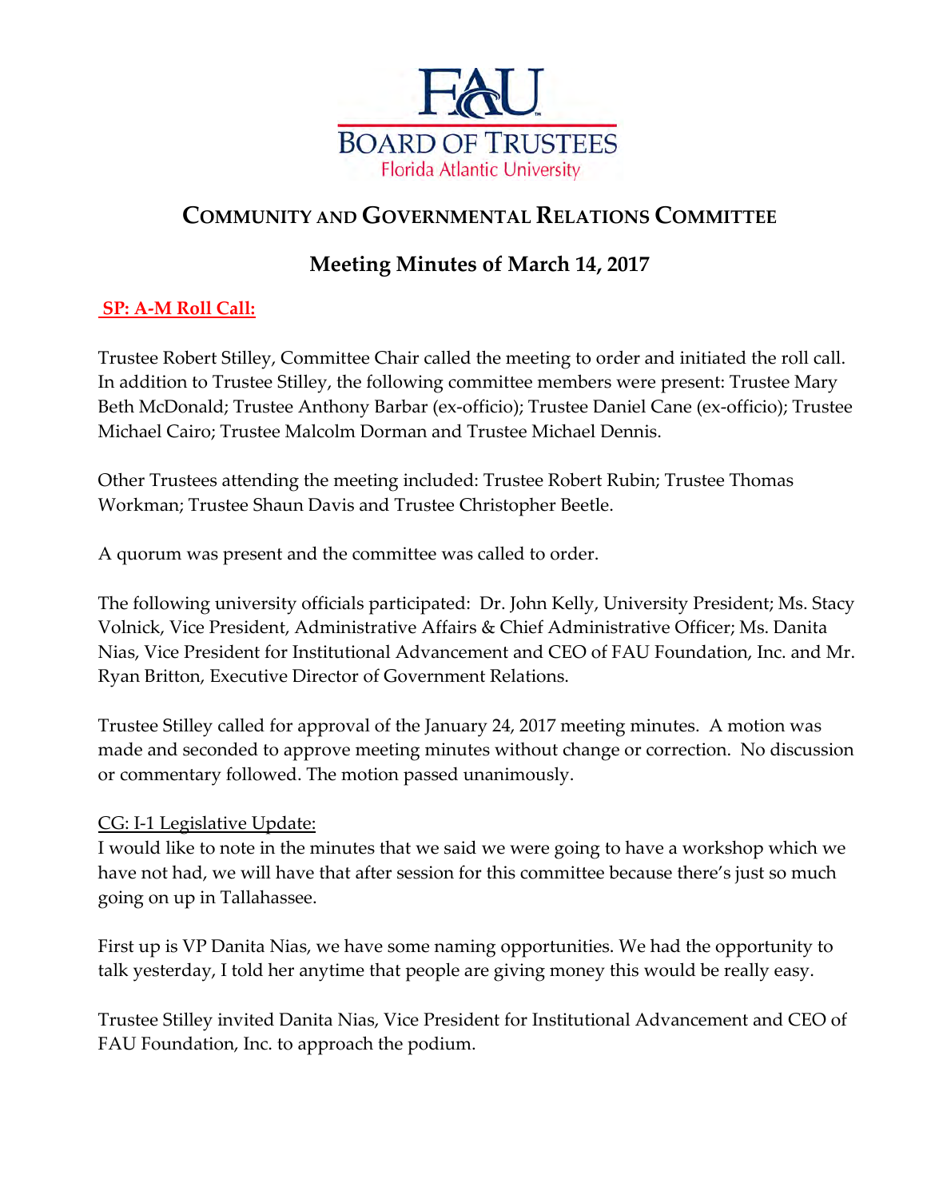# FAU BOARD OF TRUSTEES

Florida Atlantic University

## COMMUNITY AND GOVERNMENTAL RELATIONS COMMITTEE

## Meeting Minutes of March 14, 2017

**SP: A-M Roll Call:**

Trustee Robert Stilley, Committee Chair called the meeting to order and initiated the roll call. In addition to Trustee Stilley, the following committee members were present: Trustee Mary Beth McDonald; Trustee Anthony Barbar (ex-officio); Trustee Daniel Cane (ex-officio); Trustee Michael Cairo; Trustee Malcolm Dorman and Trustee Michael Dennis.

Other Trustees attending the meeting included: Trustee Robert Rubin; Trustee Thomas Workman; Trustee Shaun Davis and Trustee Christopher Beetle.

A quorum was present and the committee was called to order.

The following university officials participated: Dr. John Kelly, University President; Ms. Stacy Volnick, Vice President, Administrative Affairs & Chief Administrative Officer; Ms. Danita Nias, Vice President for Institutional Advancement and CEO of FAU Foundation, Inc. and Mr. Ryan Britton, Executive Director of Government Relations.

Trustee Stilley called for approval of the January 24, 2017 meeting minutes. A motion was made and seconded to approve meeting minutes without change or correction. No discussion or commentary followed. The motion passed unanimously.

CG: I-1 Legislative Update:

I would like to note in the minutes that we said we were going to have a workshop which we have not had, we will have that after session for this committee because there's just so much going on up in Tallahassee.

First up is VP Danita Nias, we have some naming opportunities. We had the opportunity to talk yesterday, I told her anytime that people are giving money this would be really easy.

Trustee Stilley invited Danita Nias, Vice President for Institutional Advancement and CEO of FAU Foundation, Inc. to approach the podium.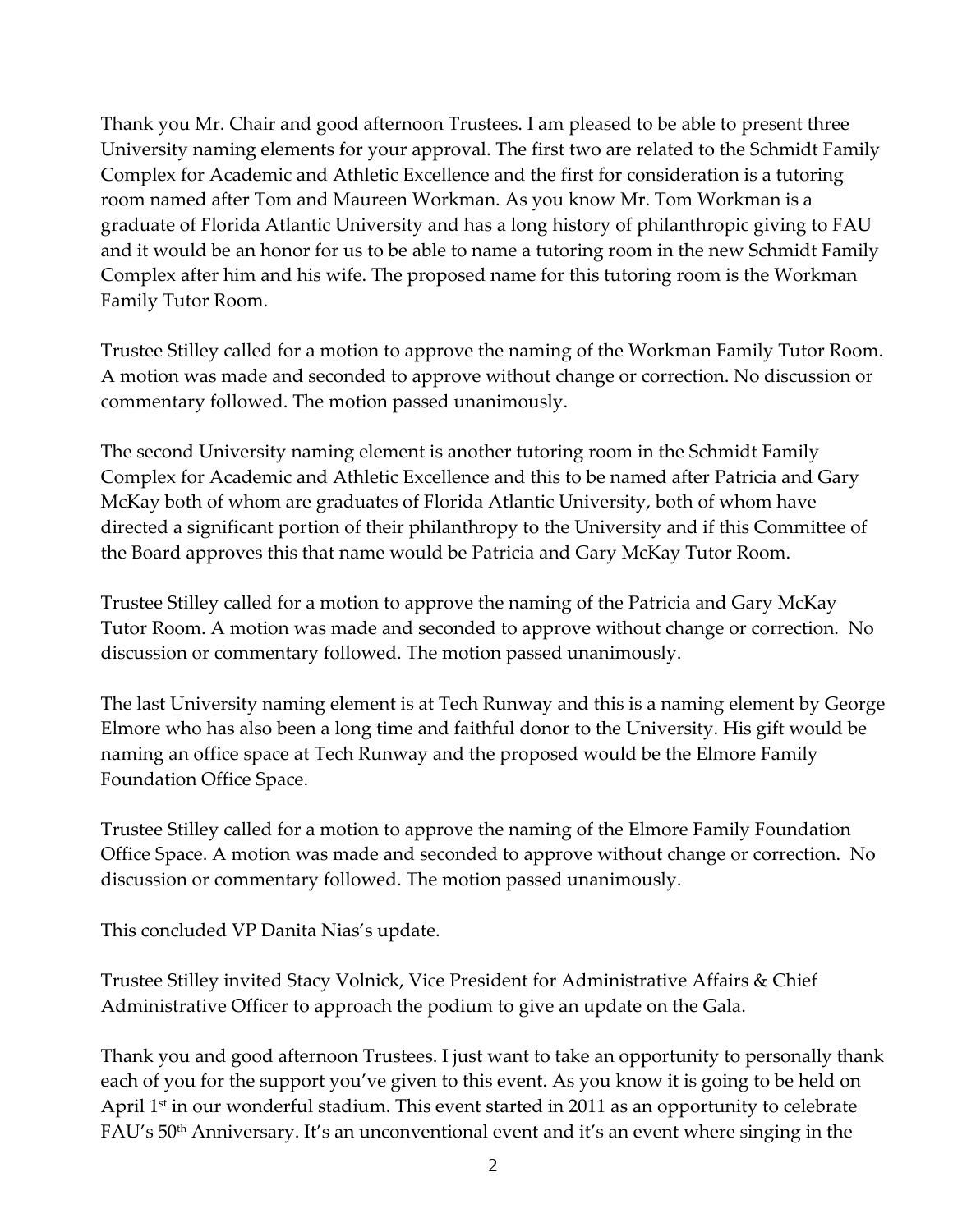Thank you Mr. Chair and good afternoon Trustees. I am pleased to be able to present three University naming elements for your approval. The first two are related to the Schmidt Family Complex for Academic and Athletic Excellence and the first for consideration is a tutoring room named after Tom and Maureen Workman. As you know Mr. Tom Workman is a graduate of Florida Atlantic University and has a long history of philanthropic giving to FAU and it would be an honor for us to be able to name a tutoring room in the new Schmidt Family Complex after him and his wife. The proposed name for this tutoring room is the Workman Family Tutor Room.

Trustee Stilley called for a motion to approve the naming of the Workman Family Tutor Room. A motion was made and seconded to approve without change or correction. No discussion or commentary followed. The motion passed unanimously.

The second University naming element is another tutoring room in the Schmidt Family Complex for Academic and Athletic Excellence and this to be named after Patricia and Gary McKay both of whom are graduates of Florida Atlantic University, both of whom have directed a significant portion of their philanthropy to the University and if this Committee of the Board approves this that name would be Patricia and Gary McKay Tutor Room.

Trustee Stilley called for a motion to approve the naming of the Patricia and Gary McKay Tutor Room. A motion was made and seconded to approve without change or correction. No discussion or commentary followed. The motion passed unanimously.

The last University naming element is at Tech Runway and this is a naming element by George Elmore who has also been a long time and faithful donor to the University. His gift would be naming an office space at Tech Runway and the proposed would be the Elmore Family Foundation Office Space.

Trustee Stilley called for a motion to approve the naming of the Elmore Family Foundation Office Space. A motion was made and seconded to approve without change or correction. No discussion or commentary followed. The motion passed unanimously.

This concluded VP Danita Nias's update.

Trustee Stilley invited Stacy Volnick, Vice President for Administrative Affairs & Chief Administrative Officer to approach the podium to give an update on the Gala.

Thank you and good afternoon Trustees. I just want to take an opportunity to personally thank each of you for the support you've given to this event. As you know it is going to be held on April 1st in our wonderful stadium. This event started in 2011 as an opportunity to celebrate FAU's 50th Anniversary. It's an unconventional event and it's an event where singing in the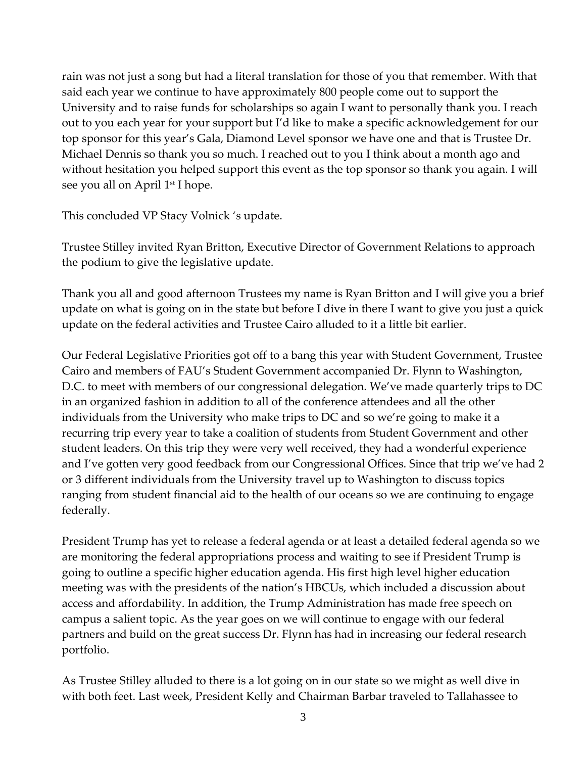rain was not just a song but had a literal translation for those of you that remember. With that said each year we continue to have approximately 800 people come out to support the University and to raise funds for scholarships so again I want to personally thank you. I reach out to you each year for your support but I'd like to make a specific acknowledgement for our top sponsor for this year's Gala, Diamond Level sponsor we have one and that is Trustee Dr. Michael Dennis so thank you so much. I reached out to you I think about a month ago and without hesitation you helped support this event as the top sponsor so thank you again. I will see you all on April 1st I hope.

This concluded VP Stacy Volnick 's update.

Trustee Stilley invited Ryan Britton, Executive Director of Government Relations to approach the podium to give the legislative update.

Thank you all and good afternoon Trustees my name is Ryan Britton and I will give you a brief update on what is going on in the state but before I dive in there I want to give you just a quick update on the federal activities and Trustee Cairo alluded to it a little bit earlier.

Our Federal Legislative Priorities got off to a bang this year with Student Government, Trustee Cairo and members of FAU's Student Government accompanied Dr. Flynn to Washington, D.C. to meet with members of our congressional delegation. We've made quarterly trips to DC in an organized fashion in addition to all of the conference attendees and all the other individuals from the University who make trips to DC and so we're going to make it a recurring trip every year to take a coalition of students from Student Government and other student leaders. On this trip they were very well received, they had a wonderful experience and I've gotten very good feedback from our Congressional Offices. Since that trip we've had 2 or 3 different individuals from the University travel up to Washington to discuss topics ranging from student financial aid to the health of our oceans so we are continuing to engage federally.

President Trump has yet to release a federal agenda or at least a detailed federal agenda so we are monitoring the federal appropriations process and waiting to see if President Trump is going to outline a specific higher education agenda. His first high level higher education meeting was with the presidents of the nation's HBCUs, which included a discussion about access and affordability. In addition, the Trump Administration has made free speech on campus a salient topic. As the year goes on we will continue to engage with our federal partners and build on the great success Dr. Flynn has had in increasing our federal research portfolio.

As Trustee Stilley alluded to there is a lot going on in our state so we might as well dive in with both feet. Last week, President Kelly and Chairman Barbar traveled to Tallahassee to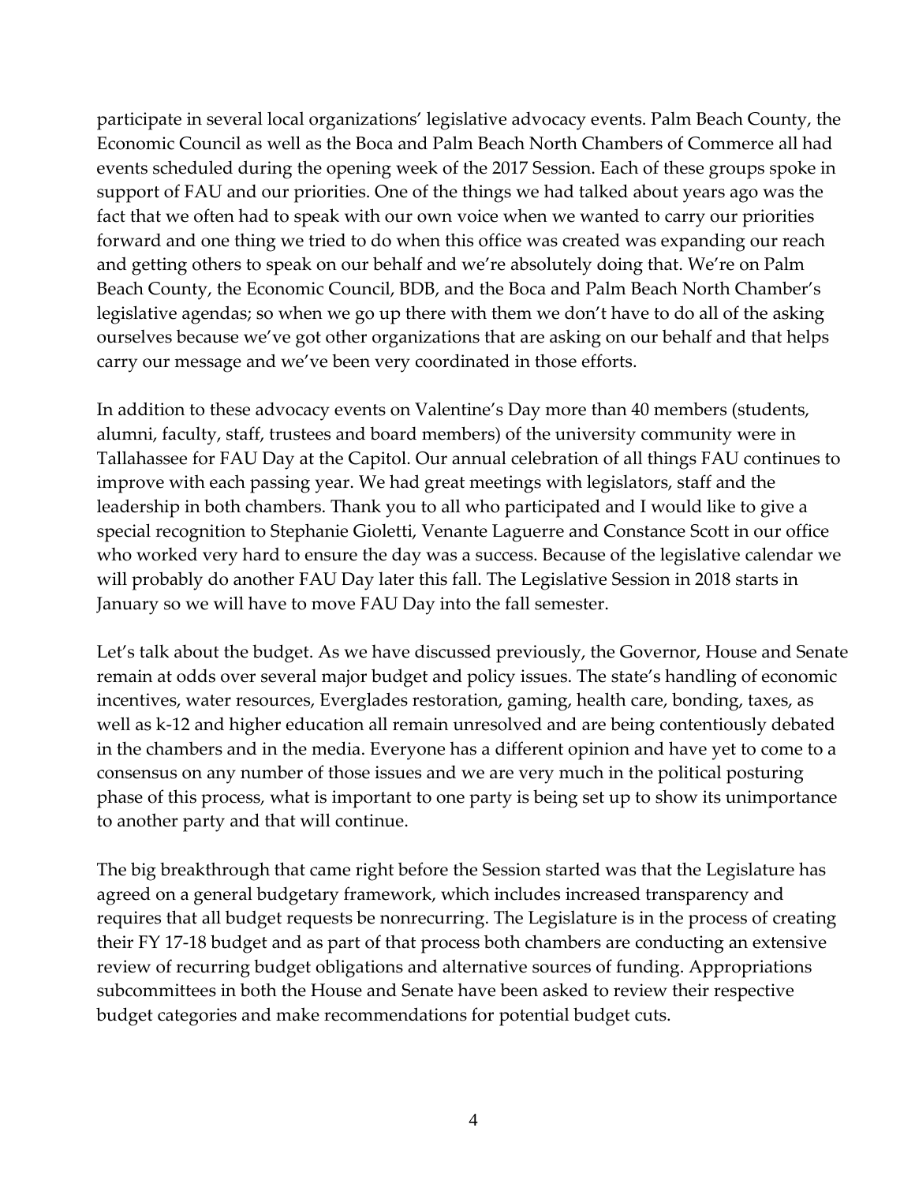participate in several local organizations' legislative advocacy events. Palm Beach County, the Economic Council as well as the Boca and Palm Beach North Chambers of Commerce all had events scheduled during the opening week of the 2017 Session. Each of these groups spoke in support of FAU and our priorities. One of the things we had talked about years ago was the fact that we often had to speak with our own voice when we wanted to carry our priorities forward and one thing we tried to do when this office was created was expanding our reach and getting others to speak on our behalf and we're absolutely doing that. We're on Palm Beach County, the Economic Council, BDB, and the Boca and Palm Beach North Chamber's legislative agendas; so when we go up there with them we don't have to do all of the asking ourselves because we've got other organizations that are asking on our behalf and that helps carry our message and we've been very coordinated in those efforts.

In addition to these advocacy events on Valentine's Day more than 40 members (students, alumni, faculty, staff, trustees and board members) of the university community were in Tallahassee for FAU Day at the Capitol. Our annual celebration of all things FAU continues to improve with each passing year. We had great meetings with legislators, staff and the leadership in both chambers. Thank you to all who participated and I would like to give a special recognition to Stephanie Gioletti, Venante Laguerre and Constance Scott in our office who worked very hard to ensure the day was a success. Because of the legislative calendar we will probably do another FAU Day later this fall. The Legislative Session in 2018 starts in January so we will have to move FAU Day into the fall semester.

Let's talk about the budget. As we have discussed previously, the Governor, House and Senate remain at odds over several major budget and policy issues. The state's handling of economic incentives, water resources, Everglades restoration, gaming, health care, bonding, taxes, as well as k-12 and higher education all remain unresolved and are being contentiously debated in the chambers and in the media. Everyone has a different opinion and have yet to come to a consensus on any number of those issues and we are very much in the political posturing phase of this process, what is important to one party is being set up to show its unimportance to another party and that will continue.

The big breakthrough that came right before the Session started was that the Legislature has agreed on a general budgetary framework, which includes increased transparency and requires that all budget requests be nonrecurring. The Legislature is in the process of creating their FY 17-18 budget and as part of that process both chambers are conducting an extensive review of recurring budget obligations and alternative sources of funding. Appropriations subcommittees in both the House and Senate have been asked to review their respective budget categories and make recommendations for potential budget cuts.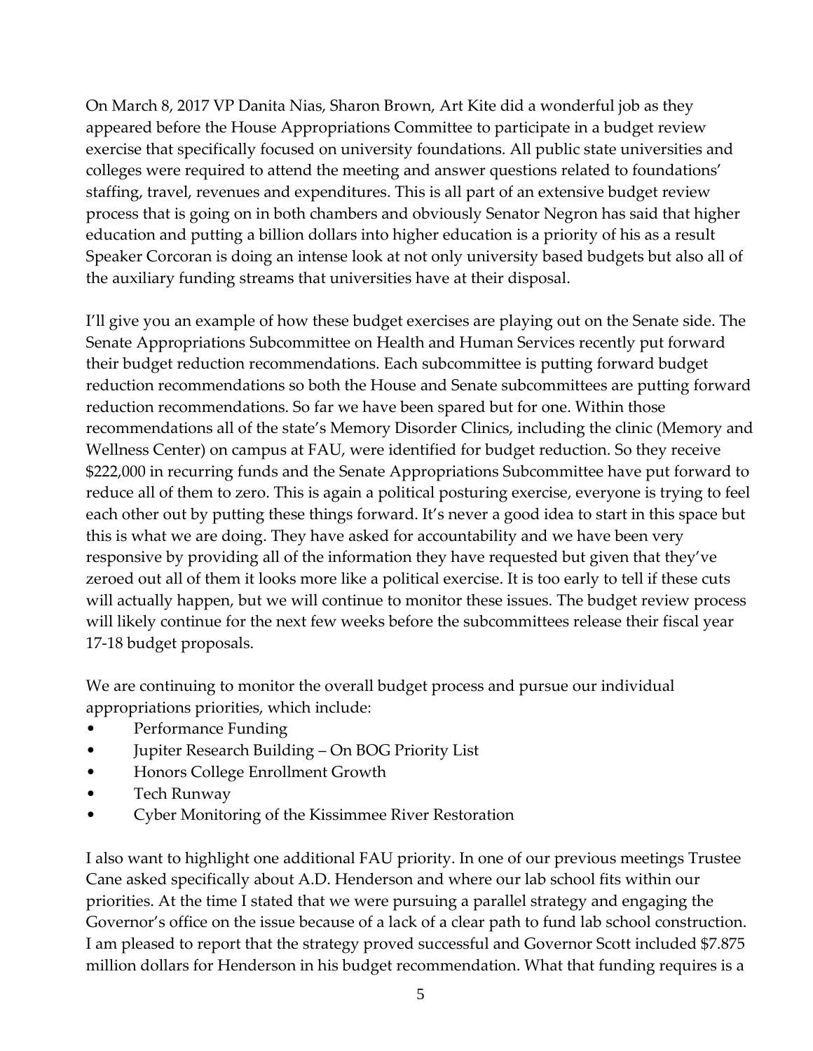On March 8, 2017 VP Danita Nias, Sharon Brown, Art Kite did a wonderful job as they appeared before the House Appropriations Committee to participate in a budget review exercise that specifically focused on university foundations. All public state universities and colleges were required to attend the meeting and answer questions related to foundations' staffing, travel, revenues and expenditures. This is all part of an extensive budget review process that is going on in both chambers and obviously Senator Negron has said that higher education and putting a billion dollars into higher education is a priority of his as a result Speaker Corcoran is doing an intense look at not only university based budgets but also all of the auxiliary funding streams that universities have at their disposal.

I'll give you an example of how these budget exercises are playing out on the Senate side. The Senate Appropriations Subcommittee on Health and Human Services recently put forward their budget reduction recommendations. Each subcommittee is putting forward budget reduction recommendations so both the House and Senate subcommittees are putting forward reduction recommendations. So far we have been spared but for one. Within those recommendations all of the state's Memory Disorder Clinics, including the clinic (Memory and Wellness Center) on campus at FAU, were identified for budget reduction. So they receive $222,000 in recurring funds and the Senate Appropriations Subcommittee have put forward to reduce all of them to zero. This is again a political posturing exercise, everyone is trying to feel each other out by putting these things forward. It's never a good idea to start in this space but this is what we are doing. They have asked for accountability and we have been very responsive by providing all of the information they have requested but given that they've zeroed out all of them it looks more like a political exercise. It is too early to tell if these cuts will actually happen, but we will continue to monitor these issues. The budget review process will likely continue for the next few weeks before the subcommittees release their fiscal year 17-18 budget proposals.

We are continuing to monitor the overall budget process and pursue our individual appropriations priorities, which include:

- Performance Funding
- Jupiter Research Building – On BOG Priority List
- Honors College Enrollment Growth
- Tech Runway
- Cyber Monitoring of the Kissimmee River Restoration

I also want to highlight one additional FAU priority. In one of our previous meetings Trustee Cane asked specifically about A.D. Henderson and where our lab school fits within our priorities. At the time I stated that we were pursuing a parallel strategy and engaging the Governor's office on the issue because of a lack of a clear path to fund lab school construction. I am pleased to report that the strategy proved successful and Governor Scott included $7.875 million dollars for Henderson in his budget recommendation. What that funding requires is a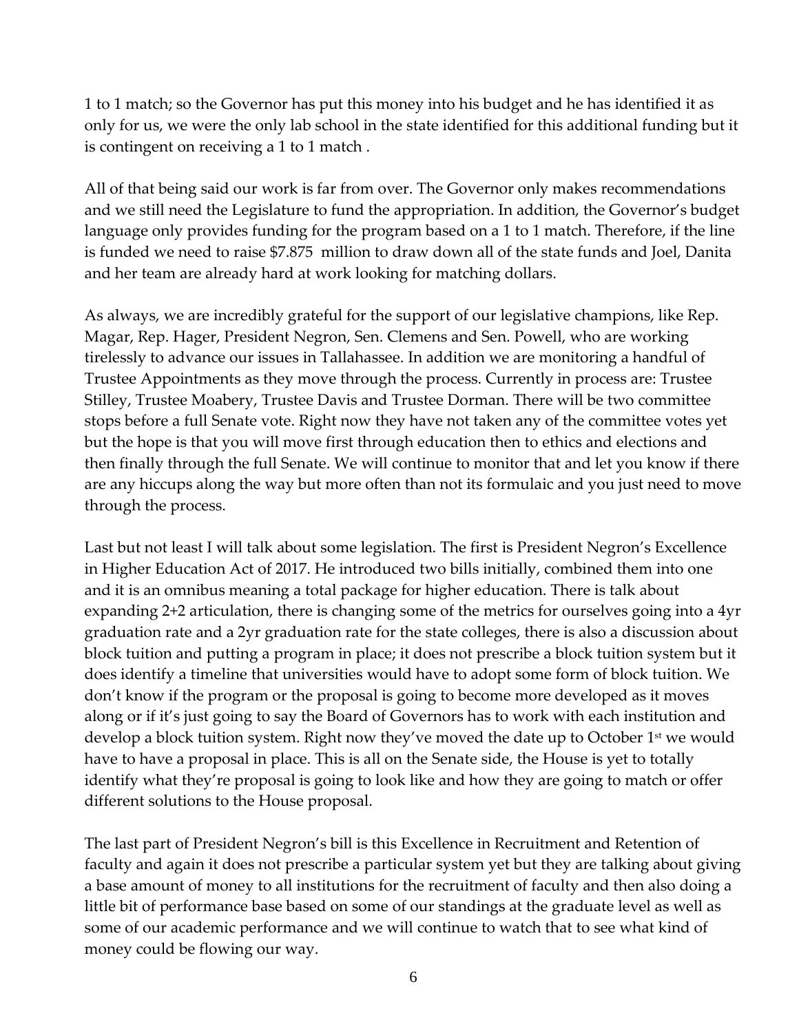1 to 1 match; so the Governor has put this money into his budget and he has identified it as only for us, we were the only lab school in the state identified for this additional funding but it is contingent on receiving a 1 to 1 match .

All of that being said our work is far from over. The Governor only makes recommendations and we still need the Legislature to fund the appropriation. In addition, the Governor's budget language only provides funding for the program based on a 1 to 1 match. Therefore, if the line is funded we need to raise $7.875 million to draw down all of the state funds and Joel, Danita and her team are already hard at work looking for matching dollars.

As always, we are incredibly grateful for the support of our legislative champions, like Rep. Magar, Rep. Hager, President Negron, Sen. Clemens and Sen. Powell, who are working tirelessly to advance our issues in Tallahassee. In addition we are monitoring a handful of Trustee Appointments as they move through the process. Currently in process are: Trustee Stilley, Trustee Moabery, Trustee Davis and Trustee Dorman. There will be two committee stops before a full Senate vote. Right now they have not taken any of the committee votes yet but the hope is that you will move first through education then to ethics and elections and then finally through the full Senate. We will continue to monitor that and let you know if there are any hiccups along the way but more often than not its formulaic and you just need to move through the process.

Last but not least I will talk about some legislation. The first is President Negron's Excellence in Higher Education Act of 2017. He introduced two bills initially, combined them into one and it is an omnibus meaning a total package for higher education. There is talk about expanding 2+2 articulation, there is changing some of the metrics for ourselves going into a 4yr graduation rate and a 2yr graduation rate for the state colleges, there is also a discussion about block tuition and putting a program in place; it does not prescribe a block tuition system but it does identify a timeline that universities would have to adopt some form of block tuition. We don't know if the program or the proposal is going to become more developed as it moves along or if it's just going to say the Board of Governors has to work with each institution and develop a block tuition system. Right now they've moved the date up to October 1st we would have to have a proposal in place. This is all on the Senate side, the House is yet to totally identify what they're proposal is going to look like and how they are going to match or offer different solutions to the House proposal.

The last part of President Negron's bill is this Excellence in Recruitment and Retention of faculty and again it does not prescribe a particular system yet but they are talking about giving a base amount of money to all institutions for the recruitment of faculty and then also doing a little bit of performance base based on some of our standings at the graduate level as well as some of our academic performance and we will continue to watch that to see what kind of money could be flowing our way.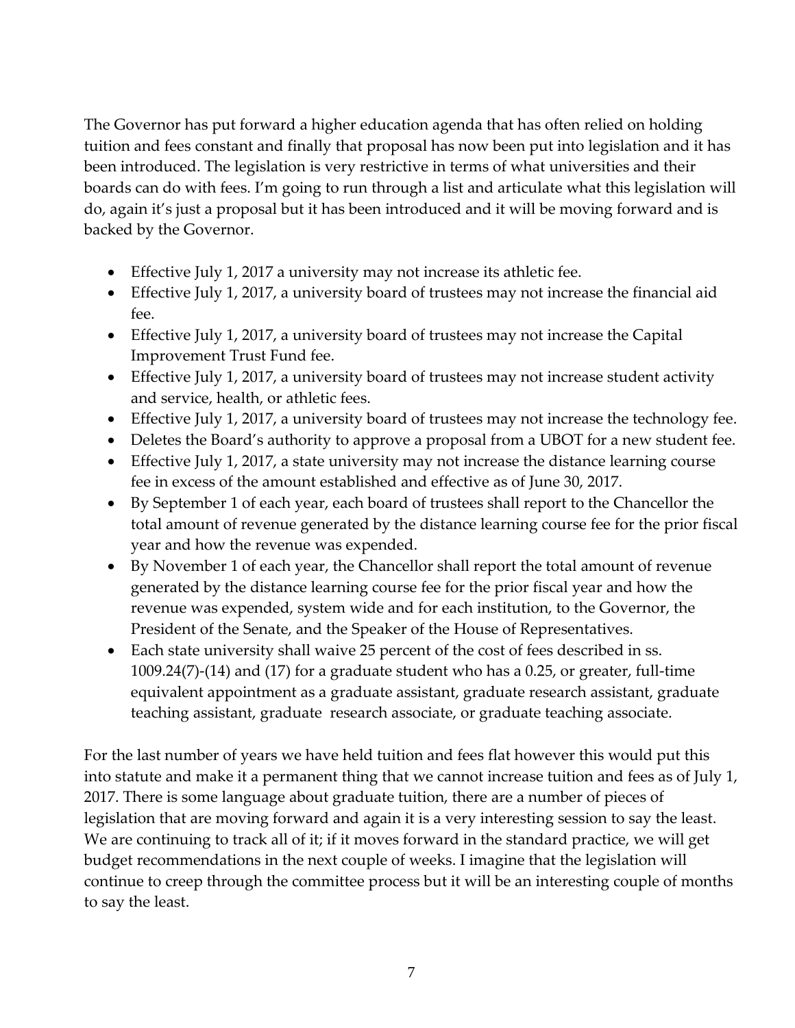The Governor has put forward a higher education agenda that has often relied on holding tuition and fees constant and finally that proposal has now been put into legislation and it has been introduced. The legislation is very restrictive in terms of what universities and their boards can do with fees. I'm going to run through a list and articulate what this legislation will do, again it's just a proposal but it has been introduced and it will be moving forward and is backed by the Governor.

- Effective July 1, 2017 a university may not increase its athletic fee.
- Effective July 1, 2017, a university board of trustees may not increase the financial aid fee.
- Effective July 1, 2017, a university board of trustees may not increase the Capital Improvement Trust Fund fee.
- Effective July 1, 2017, a university board of trustees may not increase student activity and service, health, or athletic fees.
- Effective July 1, 2017, a university board of trustees may not increase the technology fee.
- Deletes the Board's authority to approve a proposal from a UBOT for a new student fee.
- Effective July 1, 2017, a state university may not increase the distance learning course fee in excess of the amount established and effective as of June 30, 2017.
- By September 1 of each year, each board of trustees shall report to the Chancellor the total amount of revenue generated by the distance learning course fee for the prior fiscal year and how the revenue was expended.
- By November 1 of each year, the Chancellor shall report the total amount of revenue generated by the distance learning course fee for the prior fiscal year and how the revenue was expended, system wide and for each institution, to the Governor, the President of the Senate, and the Speaker of the House of Representatives.
- Each state university shall waive 25 percent of the cost of fees described in ss. 1009.24(7)-(14) and (17) for a graduate student who has a 0.25, or greater, full-time equivalent appointment as a graduate assistant, graduate research assistant, graduate teaching assistant, graduate research associate, or graduate teaching associate.

For the last number of years we have held tuition and fees flat however this would put this into statute and make it a permanent thing that we cannot increase tuition and fees as of July 1, 2017. There is some language about graduate tuition, there are a number of pieces of legislation that are moving forward and again it is a very interesting session to say the least. We are continuing to track all of it; if it moves forward in the standard practice, we will get budget recommendations in the next couple of weeks. I imagine that the legislation will continue to creep through the committee process but it will be an interesting couple of months to say the least.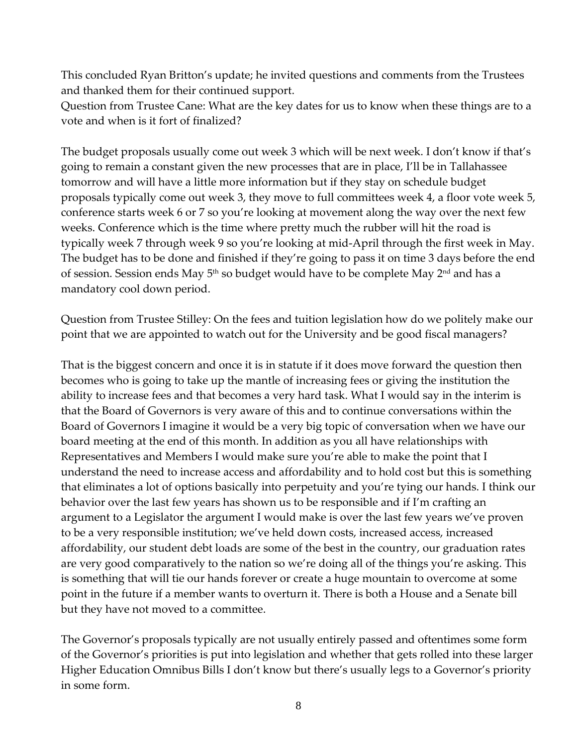This concluded Ryan Britton's update; he invited questions and comments from the Trustees and thanked them for their continued support.

Question from Trustee Cane: What are the key dates for us to know when these things are to a vote and when is it fort of finalized?

The budget proposals usually come out week 3 which will be next week. I don't know if that's going to remain a constant given the new processes that are in place, I'll be in Tallahassee tomorrow and will have a little more information but if they stay on schedule budget proposals typically come out week 3, they move to full committees week 4, a floor vote week 5, conference starts week 6 or 7 so you're looking at movement along the way over the next few weeks. Conference which is the time where pretty much the rubber will hit the road is typically week 7 through week 9 so you're looking at mid-April through the first week in May. The budget has to be done and finished if they're going to pass it on time 3 days before the end of session. Session ends May 5th so budget would have to be complete May 2nd and has a mandatory cool down period.

Question from Trustee Stilley: On the fees and tuition legislation how do we politely make our point that we are appointed to watch out for the University and be good fiscal managers?

That is the biggest concern and once it is in statute if it does move forward the question then becomes who is going to take up the mantle of increasing fees or giving the institution the ability to increase fees and that becomes a very hard task. What I would say in the interim is that the Board of Governors is very aware of this and to continue conversations within the Board of Governors I imagine it would be a very big topic of conversation when we have our board meeting at the end of this month. In addition as you all have relationships with Representatives and Members I would make sure you're able to make the point that I understand the need to increase access and affordability and to hold cost but this is something that eliminates a lot of options basically into perpetuity and you're tying our hands. I think our behavior over the last few years has shown us to be responsible and if I'm crafting an argument to a Legislator the argument I would make is over the last few years we've proven to be a very responsible institution; we've held down costs, increased access, increased affordability, our student debt loads are some of the best in the country, our graduation rates are very good comparatively to the nation so we're doing all of the things you're asking. This is something that will tie our hands forever or create a huge mountain to overcome at some point in the future if a member wants to overturn it. There is both a House and a Senate bill but they have not moved to a committee.

The Governor's proposals typically are not usually entirely passed and oftentimes some form of the Governor's priorities is put into legislation and whether that gets rolled into these larger Higher Education Omnibus Bills I don't know but there's usually legs to a Governor's priority in some form.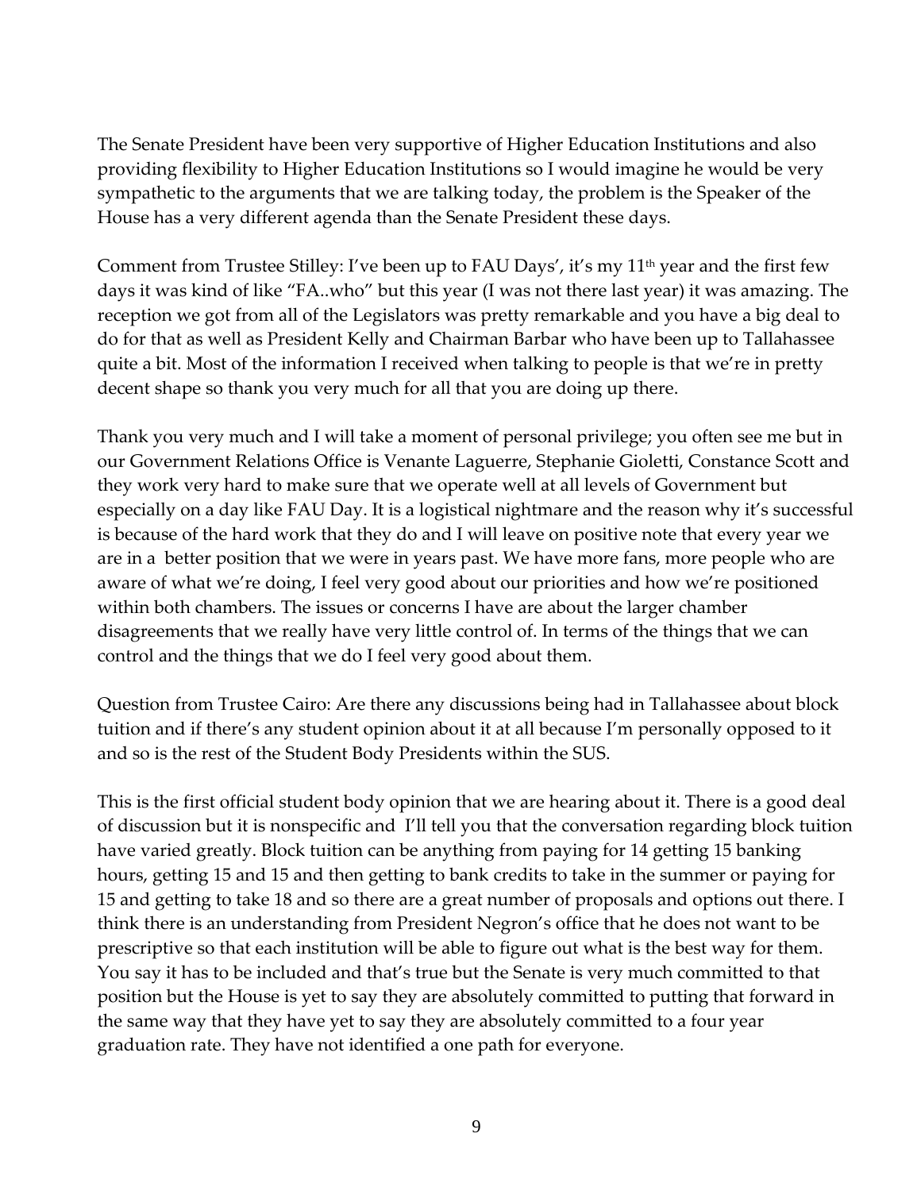The Senate President have been very supportive of Higher Education Institutions and also providing flexibility to Higher Education Institutions so I would imagine he would be very sympathetic to the arguments that we are talking today, the problem is the Speaker of the House has a very different agenda than the Senate President these days.

Comment from Trustee Stilley: I've been up to FAU Days', it's my 11th year and the first few days it was kind of like "FA..who" but this year (I was not there last year) it was amazing. The reception we got from all of the Legislators was pretty remarkable and you have a big deal to do for that as well as President Kelly and Chairman Barbar who have been up to Tallahassee quite a bit. Most of the information I received when talking to people is that we're in pretty decent shape so thank you very much for all that you are doing up there.

Thank you very much and I will take a moment of personal privilege; you often see me but in our Government Relations Office is Venante Laguerre, Stephanie Gioletti, Constance Scott and they work very hard to make sure that we operate well at all levels of Government but especially on a day like FAU Day. It is a logistical nightmare and the reason why it's successful is because of the hard work that they do and I will leave on positive note that every year we are in a better position that we were in years past. We have more fans, more people who are aware of what we're doing, I feel very good about our priorities and how we're positioned within both chambers. The issues or concerns I have are about the larger chamber disagreements that we really have very little control of. In terms of the things that we can control and the things that we do I feel very good about them.

Question from Trustee Cairo: Are there any discussions being had in Tallahassee about block tuition and if there's any student opinion about it at all because I'm personally opposed to it and so is the rest of the Student Body Presidents within the SUS.

This is the first official student body opinion that we are hearing about it. There is a good deal of discussion but it is nonspecific and I'll tell you that the conversation regarding block tuition have varied greatly. Block tuition can be anything from paying for 14 getting 15 banking hours, getting 15 and 15 and then getting to bank credits to take in the summer or paying for 15 and getting to take 18 and so there are a great number of proposals and options out there. I think there is an understanding from President Negron's office that he does not want to be prescriptive so that each institution will be able to figure out what is the best way for them. You say it has to be included and that's true but the Senate is very much committed to that position but the House is yet to say they are absolutely committed to putting that forward in the same way that they have yet to say they are absolutely committed to a four year graduation rate. They have not identified a one path for everyone.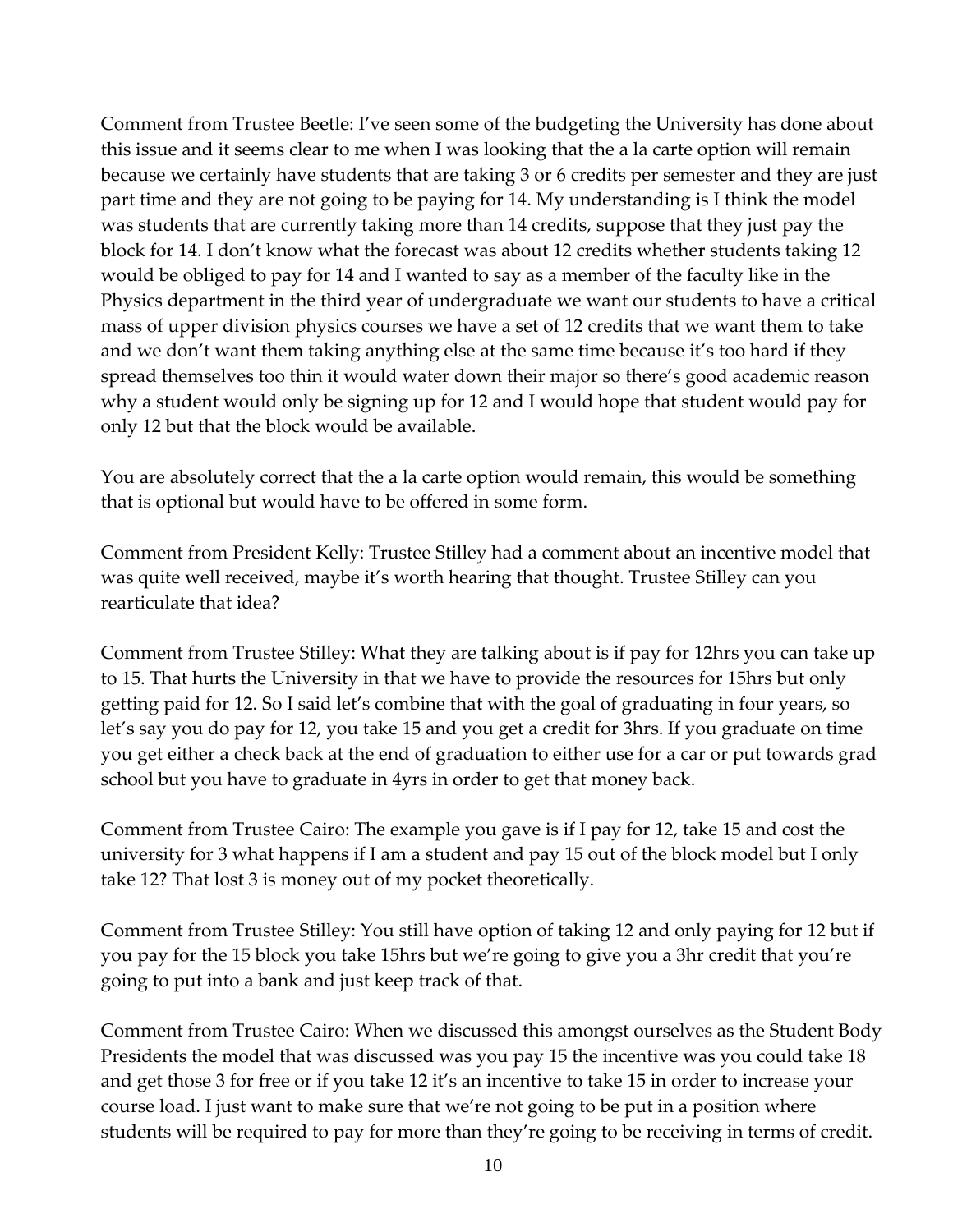Comment from Trustee Beetle: I've seen some of the budgeting the University has done about this issue and it seems clear to me when I was looking that the a la carte option will remain because we certainly have students that are taking 3 or 6 credits per semester and they are just part time and they are not going to be paying for 14. My understanding is I think the model was students that are currently taking more than 14 credits, suppose that they just pay the block for 14. I don't know what the forecast was about 12 credits whether students taking 12 would be obliged to pay for 14 and I wanted to say as a member of the faculty like in the Physics department in the third year of undergraduate we want our students to have a critical mass of upper division physics courses we have a set of 12 credits that we want them to take and we don't want them taking anything else at the same time because it's too hard if they spread themselves too thin it would water down their major so there's good academic reason why a student would only be signing up for 12 and I would hope that student would pay for only 12 but that the block would be available.

You are absolutely correct that the a la carte option would remain, this would be something that is optional but would have to be offered in some form.

Comment from President Kelly: Trustee Stilley had a comment about an incentive model that was quite well received, maybe it's worth hearing that thought. Trustee Stilley can you rearticulate that idea?

Comment from Trustee Stilley: What they are talking about is if pay for 12hrs you can take up to 15. That hurts the University in that we have to provide the resources for 15hrs but only getting paid for 12. So I said let's combine that with the goal of graduating in four years, so let's say you do pay for 12, you take 15 and you get a credit for 3hrs. If you graduate on time you get either a check back at the end of graduation to either use for a car or put towards grad school but you have to graduate in 4yrs in order to get that money back.

Comment from Trustee Cairo: The example you gave is if I pay for 12, take 15 and cost the university for 3 what happens if I am a student and pay 15 out of the block model but I only take 12? That lost 3 is money out of my pocket theoretically.

Comment from Trustee Stilley: You still have option of taking 12 and only paying for 12 but if you pay for the 15 block you take 15hrs but we're going to give you a 3hr credit that you're going to put into a bank and just keep track of that.

Comment from Trustee Cairo: When we discussed this amongst ourselves as the Student Body Presidents the model that was discussed was you pay 15 the incentive was you could take 18 and get those 3 for free or if you take 12 it's an incentive to take 15 in order to increase your course load. I just want to make sure that we're not going to be put in a position where students will be required to pay for more than they're going to be receiving in terms of credit.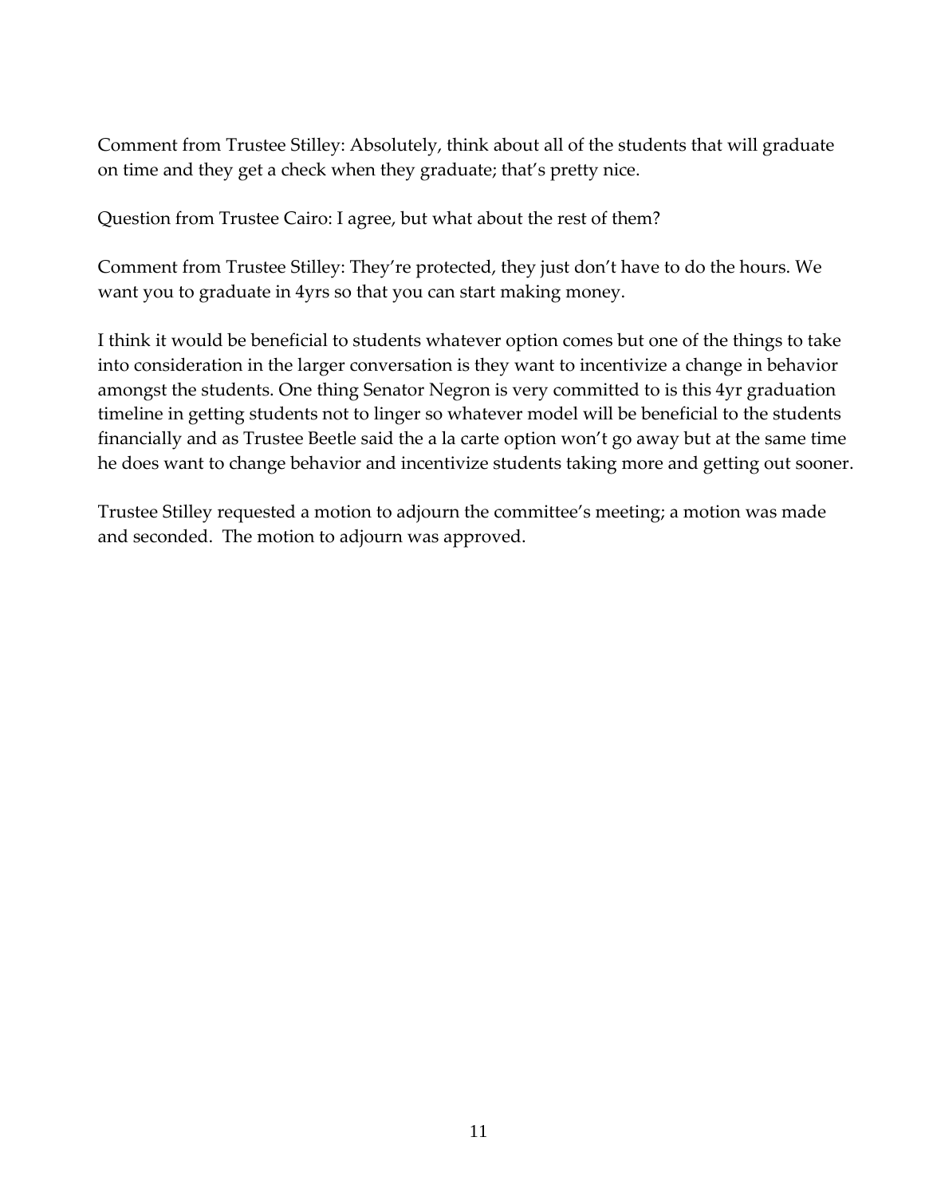Comment from Trustee Stilley: Absolutely, think about all of the students that will graduate on time and they get a check when they graduate; that's pretty nice.

Question from Trustee Cairo: I agree, but what about the rest of them?

Comment from Trustee Stilley: They're protected, they just don't have to do the hours. We want you to graduate in 4yrs so that you can start making money.

I think it would be beneficial to students whatever option comes but one of the things to take into consideration in the larger conversation is they want to incentivize a change in behavior amongst the students. One thing Senator Negron is very committed to is this 4yr graduation timeline in getting students not to linger so whatever model will be beneficial to the students financially and as Trustee Beetle said the a la carte option won't go away but at the same time he does want to change behavior and incentivize students taking more and getting out sooner.

Trustee Stilley requested a motion to adjourn the committee's meeting; a motion was made and seconded. The motion to adjourn was approved.